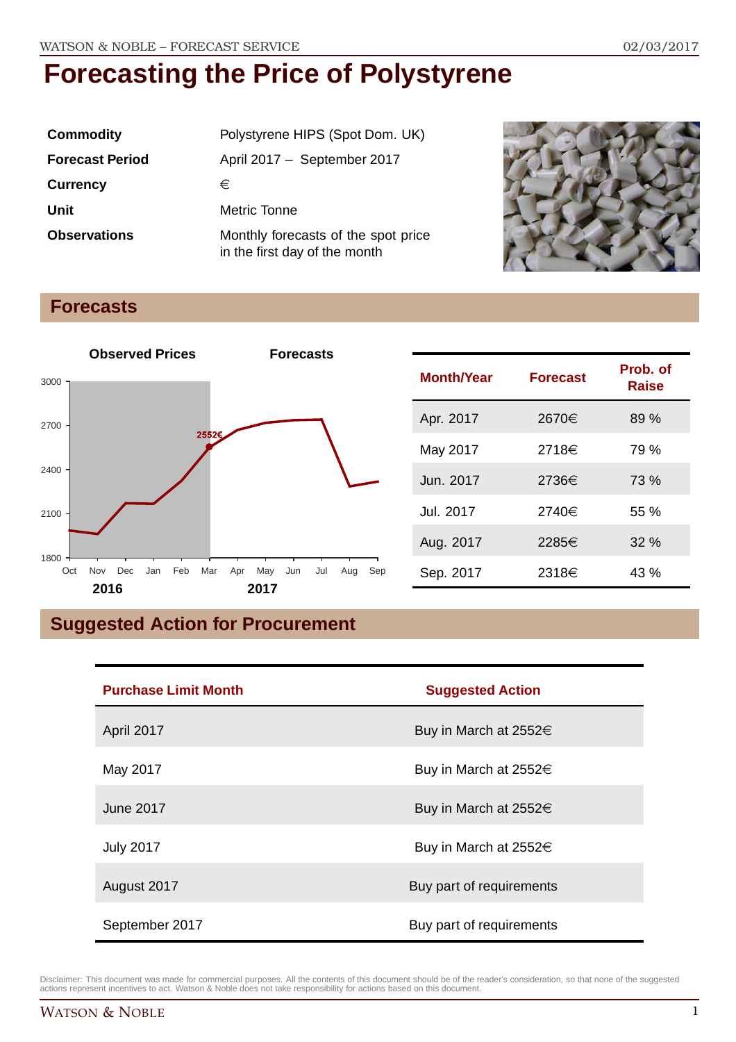# Forecasting the Price of Polystyrene

| | |
|---|---|
| **Commodity** | Polystyrene HIPS (Spot Dom. UK) |
| **Forecast Period** | April 2017 – September 2017 |
| **Currency** | € |
| **Unit** | Metric Tonne |
| **Observations** | Monthly forecasts of the spot price in the first day of the month |

## Forecasts

| Month/Year | Forecast | Prob. of Raise |
|---|---|---|
| Apr. 2017 | 2670€ | 89 % |
| May 2017 | 2718€ | 79 % |
| Jun. 2017 | 2736€ | 73 % |
| Jul. 2017 | 2740€ | 55 % |
| Aug. 2017 | 2285€ | 32 % |
| Sep. 2017 | 2318€ | 43 % |

## Suggested Action for Procurement

| Purchase Limit Month | Suggested Action |
|---|---|
| April 2017 | Buy in March at 2552€ |
| May 2017 | Buy in March at 2552€ |
| June 2017 | Buy in March at 2552€ |
| July 2017 | Buy in March at 2552€ |
| August 2017 | Buy part of requirements |
| September 2017 | Buy part of requirements |

Disclaimer: This document was made for commercial purposes. All the contents of this document should be of the reader's consideration, so that none of the suggested actions represent incentives to act. Watson & Noble does not take responsibility for actions based on this document.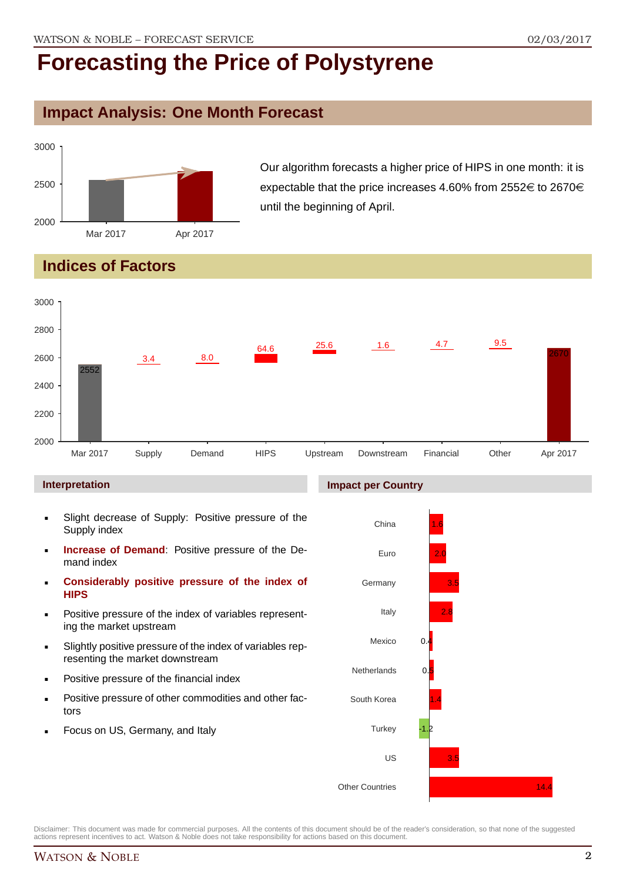# Forecasting the Price of Polystyrene

## Impact Analysis: One Month Forecast

Our algorithm forecasts a higher price of HIPS in one month: it is expectable that the price increases 4.60% from 2552€ to 2670€ until the beginning of April.

## Indices of Factors

| | Mar 2017 | Supply | Demand | HIPS | Upstream | Downstream | Financial | Other | Apr 2017 |
|---|---|---|---|---|---|---|---|---|---|
| Value | 2552 | 3.4 | 8.0 | 64.6 | 25.6 | 1.6 | 4.7 | 9.5 | 2670 |

### Interpretation

- Slight decrease of Supply: Positive pressure of the Supply index
- **Increase of Demand**: Positive pressure of the Demand index
- **Considerably positive pressure of the index of HIPS**
- Positive pressure of the index of variables representing the market upstream
- Slightly positive pressure of the index of variables representing the market downstream
- Positive pressure of the financial index
- Positive pressure of other commodities and other factors
- Focus on US, Germany, and Italy

### Impact per Country

| Country | Impact |
|---|---|
| China | 1.6 |
| Euro | 2.0 |
| Germany | 3.5 |
| Italy | 2.8 |
| Mexico | 0.4 |
| Netherlands | 0.5 |
| South Korea | 1.4 |
| Turkey | -1.2 |
| US | 3.5 |
| Other Countries | 14.4 |

Disclaimer: This document was made for commercial purposes. All the contents of this document should be of the reader's consideration, so that none of the suggested actions represent incentives to act. Watson & Noble does not take responsibility for actions based on this document.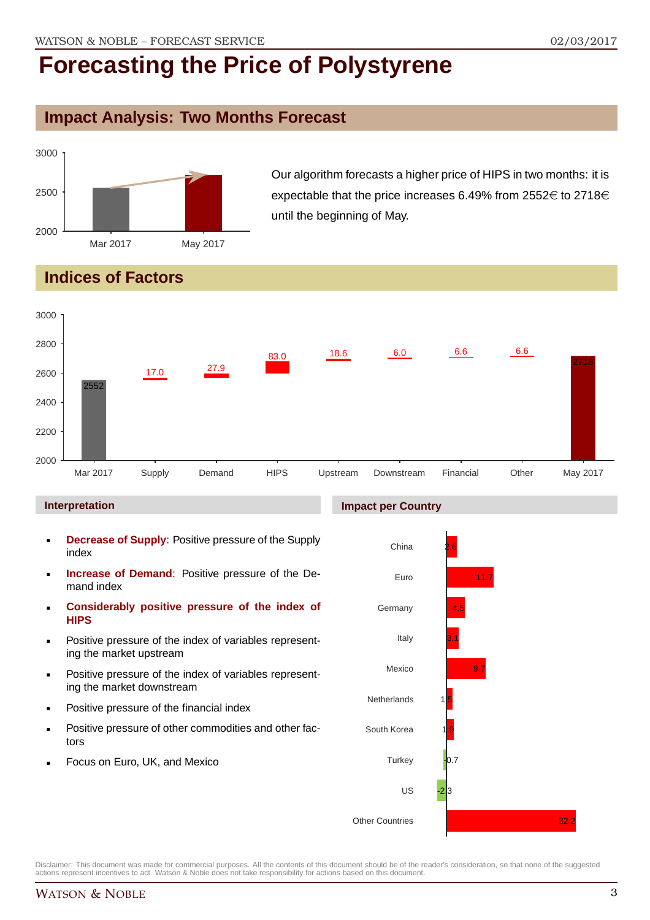# Forecasting the Price of Polystyrene

## Impact Analysis: Two Months Forecast

Our algorithm forecasts a higher price of HIPS in two months: it is expectable that the price increases 6.49% from 2552€ to 2718€ until the beginning of May.

## Indices of Factors

| Factor | Value |
|---|---|
| Mar 2017 | 2552 |
| Supply | 17.0 |
| Demand | 27.9 |
| HIPS | 83.0 |
| Upstream | 18.6 |
| Downstream | 6.0 |
| Financial | 6.6 |
| Other | 6.6 |
| May 2017 | 2718 |

### Interpretation

- **Decrease of Supply**: Positive pressure of the Supply index
- **Increase of Demand**: Positive pressure of the Demand index
- **Considerably positive pressure of the index of HIPS**
- Positive pressure of the index of variables representing the market upstream
- Positive pressure of the index of variables representing the market downstream
- Positive pressure of the financial index
- Positive pressure of other commodities and other factors
- Focus on Euro, UK, and Mexico

### Impact per Country

| Country | Impact |
|---|---|
| China | 2.6 |
| Euro | 11.7 |
| Germany | 4.5 |
| Italy | 3.1 |
| Mexico | 9.7 |
| Netherlands | 1.5 |
| South Korea | 1.9 |
| Turkey | -0.7 |
| US | -2.3 |
| Other Countries | 32.2 |

Disclaimer: This document was made for commercial purposes. All the contents of this document should be of the reader's consideration, so that none of the suggested actions represent incentives to act. Watson & Noble does not take responsibility for actions based on this document.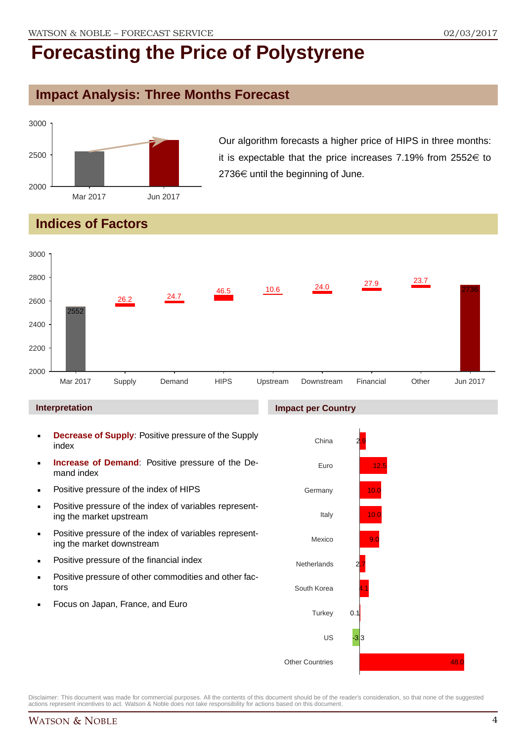# Forecasting the Price of Polystyrene

## Impact Analysis: Three Months Forecast

Our algorithm forecasts a higher price of HIPS in three months: it is expectable that the price increases 7.19% from 2552€ to 2736€ until the beginning of June.

## Indices of Factors

| | Mar 2017 | Supply | Demand | HIPS | Upstream | Downstream | Financial | Other | Jun 2017 |
|---|---|---|---|---|---|---|---|---|---|
| Value | 2552 | 26.2 | 24.7 | 46.5 | 10.6 | 24.0 | 27.9 | 23.7 | 2736 |

### Interpretation

- **Decrease of Supply**: Positive pressure of the Supply index
- **Increase of Demand**: Positive pressure of the Demand index
- Positive pressure of the index of HIPS
- Positive pressure of the index of variables representing the market upstream
- Positive pressure of the index of variables representing the market downstream
- Positive pressure of the financial index
- Positive pressure of other commodities and other factors
- Focus on Japan, France, and Euro

### Impact per Country

| Country | Impact |
|---|---|
| China | 2.9 |
| Euro | 12.5 |
| Germany | 10.0 |
| Italy | 10.0 |
| Mexico | 9.0 |
| Netherlands | 2.7 |
| South Korea | 4.1 |
| Turkey | 0.1 |
| US | -3.3 |
| Other Countries | 48.0 |

Disclaimer: This document was made for commercial purposes. All the contents of this document should be of the reader's consideration, so that none of the suggested actions represent incentives to act. Watson & Noble does not take responsibility for actions based on this document.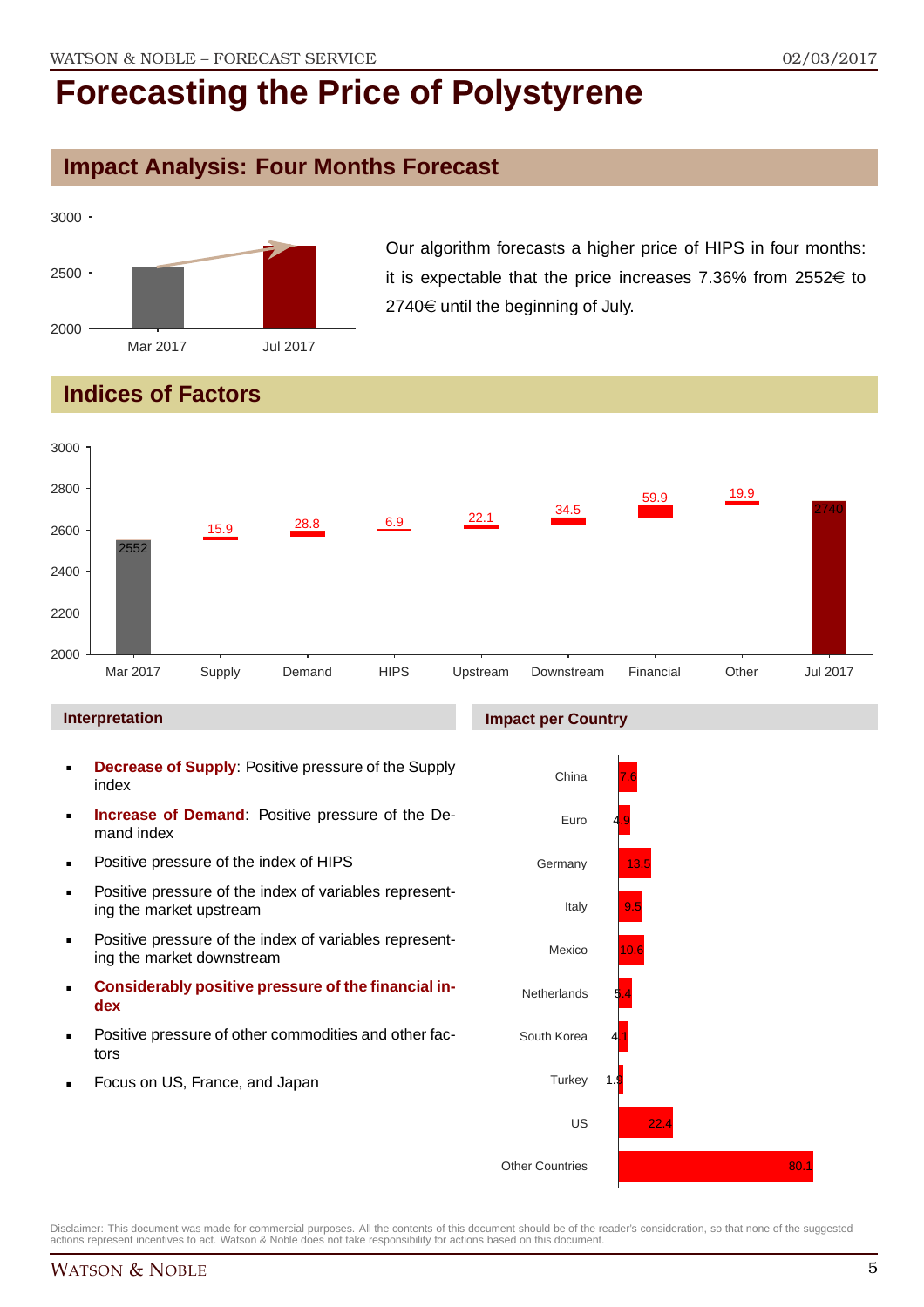# Forecasting the Price of Polystyrene

## Impact Analysis: Four Months Forecast

Our algorithm forecasts a higher price of HIPS in four months: it is expectable that the price increases 7.36% from 2552€ to 2740€ until the beginning of July.

## Indices of Factors

| Factor | Value |
|---|---|
| Mar 2017 | 2552 |
| Supply | 15.9 |
| Demand | 28.8 |
| HIPS | 6.9 |
| Upstream | 22.1 |
| Downstream | 34.5 |
| Financial | 59.9 |
| Other | 19.9 |
| Jul 2017 | 2740 |

### Interpretation

- **Decrease of Supply**: Positive pressure of the Supply index
- **Increase of Demand**: Positive pressure of the Demand index
- Positive pressure of the index of HIPS
- Positive pressure of the index of variables representing the market upstream
- Positive pressure of the index of variables representing the market downstream
- **Considerably positive pressure of the financial index**
- Positive pressure of other commodities and other factors
- Focus on US, France, and Japan

### Impact per Country

| Country | Impact |
|---|---|
| China | 7.6 |
| Euro | 4.9 |
| Germany | 13.5 |
| Italy | 9.5 |
| Mexico | 10.6 |
| Netherlands | 5.4 |
| South Korea | 4.1 |
| Turkey | 1.9 |
| US | 22.4 |
| Other Countries | 80.1 |

Disclaimer: This document was made for commercial purposes. All the contents of this document should be of the reader's consideration, so that none of the suggested actions represent incentives to act. Watson & Noble does not take responsibility for actions based on this document.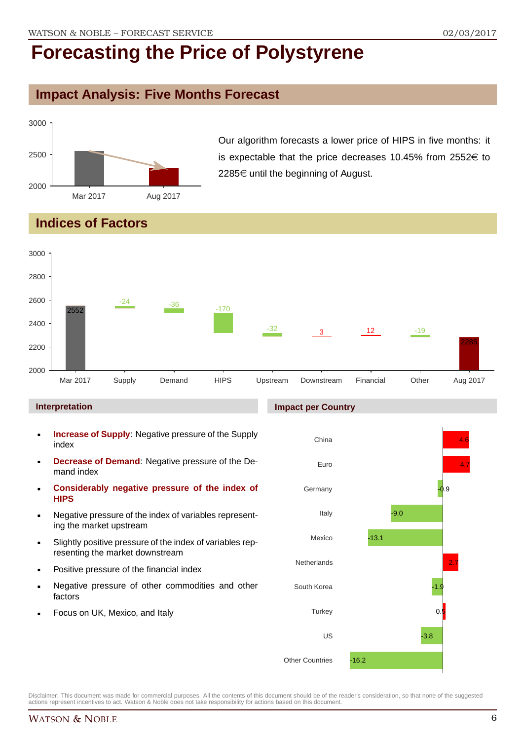# Forecasting the Price of Polystyrene

## Impact Analysis: Five Months Forecast

Our algorithm forecasts a lower price of HIPS in five months: it is expectable that the price decreases 10.45% from 2552€ to 2285€ until the beginning of August.

## Indices of Factors

| | Value |
|---|---|
| Mar 2017 | 2552 |
| Supply | -24 |
| Demand | -36 |
| HIPS | -170 |
| Upstream | -32 |
| Downstream | 3 |
| Financial | 12 |
| Other | -19 |
| Aug 2017 | 2285 |

### Interpretation

- **Increase of Supply**: Negative pressure of the Supply index
- **Decrease of Demand**: Negative pressure of the Demand index
- **Considerably negative pressure of the index of HIPS**
- Negative pressure of the index of variables representing the market upstream
- Slightly positive pressure of the index of variables representing the market downstream
- Positive pressure of the financial index
- Negative pressure of other commodities and other factors
- Focus on UK, Mexico, and Italy

### Impact per Country

| Country | Impact |
|---|---|
| China | 4.6 |
| Euro | 4.7 |
| Germany | -0.9 |
| Italy | -9.0 |
| Mexico | -13.1 |
| Netherlands | 2.7 |
| South Korea | -1.9 |
| Turkey | 0.5 |
| US | -3.8 |
| Other Countries | -16.2 |

Disclaimer: This document was made for commercial purposes. All the contents of this document should be of the reader's consideration, so that none of the suggested actions represent incentives to act. Watson & Noble does not take responsibility for actions based on this document.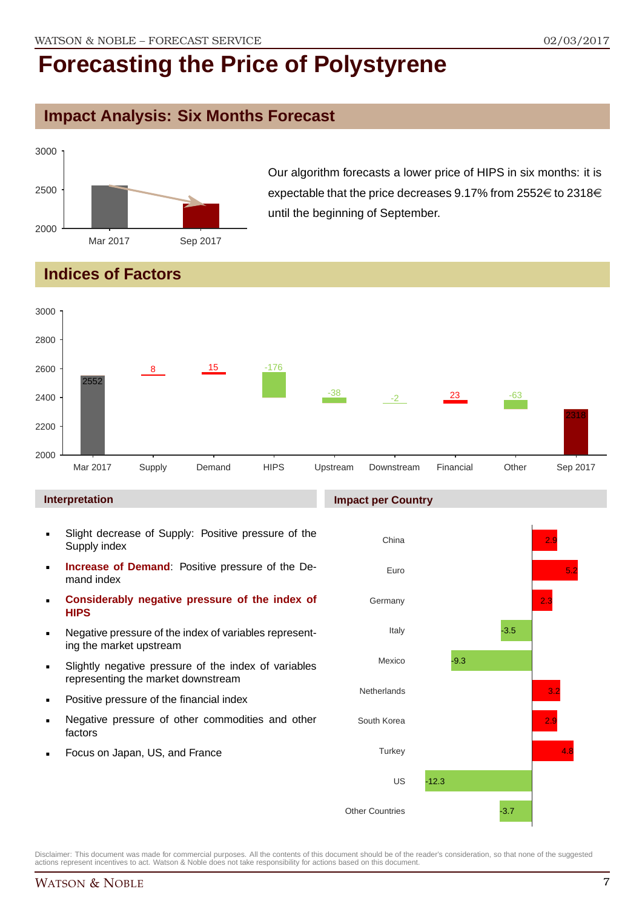# Forecasting the Price of Polystyrene

## Impact Analysis: Six Months Forecast

Our algorithm forecasts a lower price of HIPS in six months: it is expectable that the price decreases 9.17% from 2552€ to 2318€ until the beginning of September.

| | Price |
|---|---|
| Mar 2017 | 2552 |
| Sep 2017 | 2318 |

## Indices of Factors

| Factor | Value |
|---|---|
| Mar 2017 | 2552 |
| Supply | 8 |
| Demand | 15 |
| HIPS | -176 |
| Upstream | -38 |
| Downstream | -2 |
| Financial | 23 |
| Other | -63 |
| Sep 2017 | 2318 |

### Interpretation

- Slight decrease of Supply: Positive pressure of the Supply index
- **Increase of Demand**: Positive pressure of the Demand index
- **Considerably negative pressure of the index of HIPS**
- Negative pressure of the index of variables representing the market upstream
- Slightly negative pressure of the index of variables representing the market downstream
- Positive pressure of the financial index
- Negative pressure of other commodities and other factors
- Focus on Japan, US, and France

### Impact per Country

| Country | Impact |
|---|---|
| China | 2.9 |
| Euro | 5.2 |
| Germany | 2.3 |
| Italy | -3.5 |
| Mexico | -9.3 |
| Netherlands | 3.2 |
| South Korea | 2.9 |
| Turkey | 4.8 |
| US | -12.3 |
| Other Countries | -3.7 |

Disclaimer: This document was made for commercial purposes. All the contents of this document should be of the reader's consideration, so that none of the suggested actions represent incentives to act. Watson & Noble does not take responsibility for actions based on this document.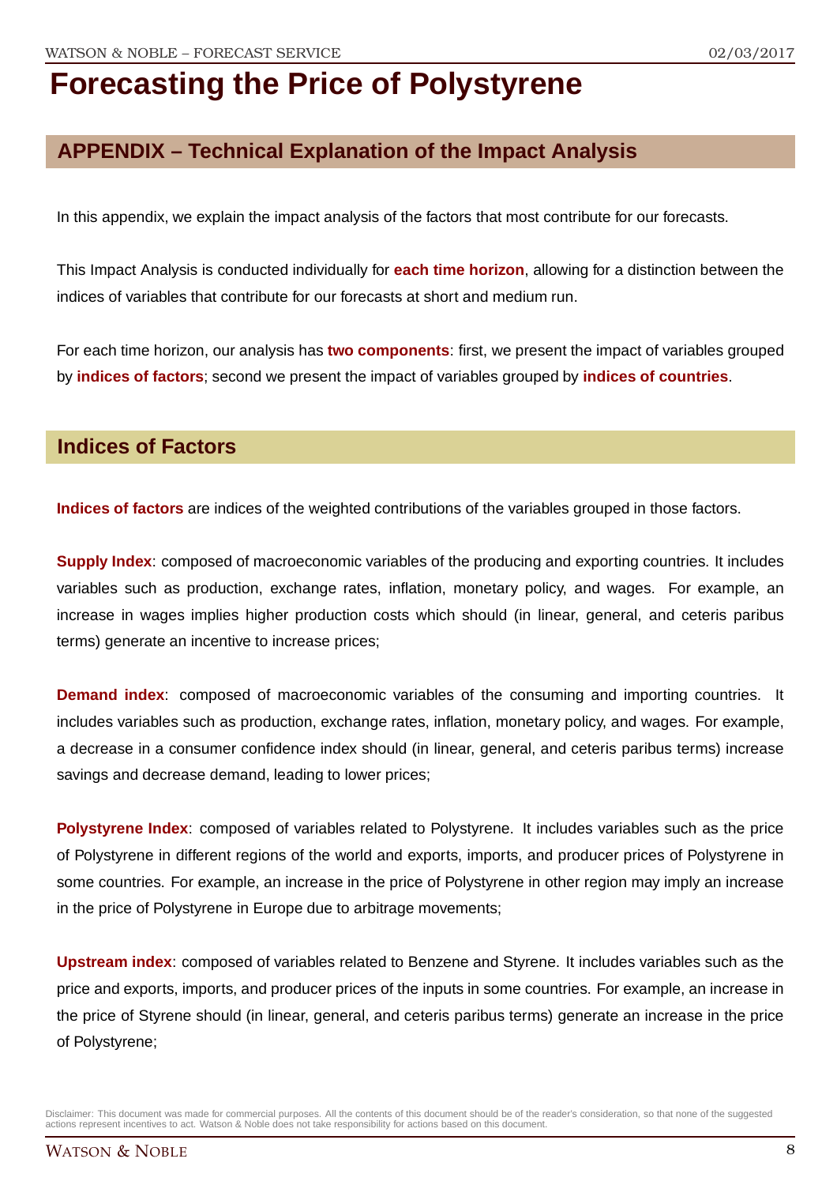# Forecasting the Price of Polystyrene

## APPENDIX – Technical Explanation of the Impact Analysis

In this appendix, we explain the impact analysis of the factors that most contribute for our forecasts.

This Impact Analysis is conducted individually for **each time horizon**, allowing for a distinction between the indices of variables that contribute for our forecasts at short and medium run.

For each time horizon, our analysis has **two components**: first, we present the impact of variables grouped by **indices of factors**; second we present the impact of variables grouped by **indices of countries**.

## Indices of Factors

**Indices of factors** are indices of the weighted contributions of the variables grouped in those factors.

**Supply Index**: composed of macroeconomic variables of the producing and exporting countries. It includes variables such as production, exchange rates, inflation, monetary policy, and wages. For example, an increase in wages implies higher production costs which should (in linear, general, and ceteris paribus terms) generate an incentive to increase prices;

**Demand index**: composed of macroeconomic variables of the consuming and importing countries. It includes variables such as production, exchange rates, inflation, monetary policy, and wages. For example, a decrease in a consumer confidence index should (in linear, general, and ceteris paribus terms) increase savings and decrease demand, leading to lower prices;

**Polystyrene Index**: composed of variables related to Polystyrene. It includes variables such as the price of Polystyrene in different regions of the world and exports, imports, and producer prices of Polystyrene in some countries. For example, an increase in the price of Polystyrene in other region may imply an increase in the price of Polystyrene in Europe due to arbitrage movements;

**Upstream index**: composed of variables related to Benzene and Styrene. It includes variables such as the price and exports, imports, and producer prices of the inputs in some countries. For example, an increase in the price of Styrene should (in linear, general, and ceteris paribus terms) generate an increase in the price of Polystyrene;

Disclaimer: This document was made for commercial purposes. All the contents of this document should be of the reader's consideration, so that none of the suggested actions represent incentives to act. Watson & Noble does not take responsibility for actions based on this document.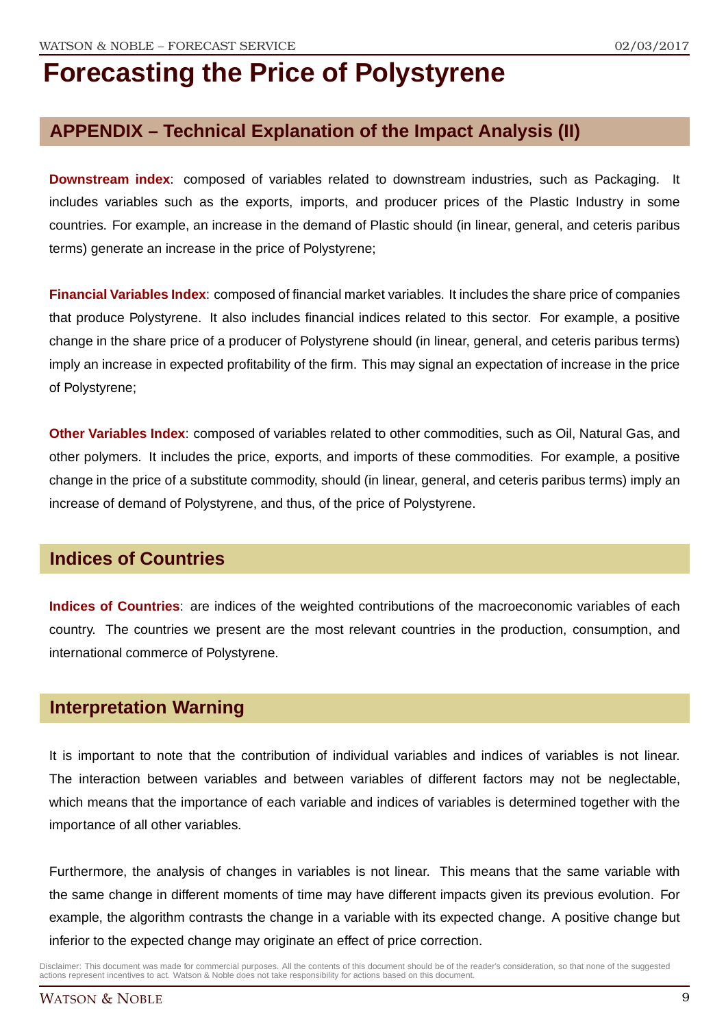# Forecasting the Price of Polystyrene

## APPENDIX – Technical Explanation of the Impact Analysis (II)

**Downstream index**: composed of variables related to downstream industries, such as Packaging. It includes variables such as the exports, imports, and producer prices of the Plastic Industry in some countries. For example, an increase in the demand of Plastic should (in linear, general, and ceteris paribus terms) generate an increase in the price of Polystyrene;

**Financial Variables Index**: composed of financial market variables. It includes the share price of companies that produce Polystyrene. It also includes financial indices related to this sector. For example, a positive change in the share price of a producer of Polystyrene should (in linear, general, and ceteris paribus terms) imply an increase in expected profitability of the firm. This may signal an expectation of increase in the price of Polystyrene;

**Other Variables Index**: composed of variables related to other commodities, such as Oil, Natural Gas, and other polymers. It includes the price, exports, and imports of these commodities. For example, a positive change in the price of a substitute commodity, should (in linear, general, and ceteris paribus terms) imply an increase of demand of Polystyrene, and thus, of the price of Polystyrene.

## Indices of Countries

**Indices of Countries**: are indices of the weighted contributions of the macroeconomic variables of each country. The countries we present are the most relevant countries in the production, consumption, and international commerce of Polystyrene.

## Interpretation Warning

It is important to note that the contribution of individual variables and indices of variables is not linear. The interaction between variables and between variables of different factors may not be neglectable, which means that the importance of each variable and indices of variables is determined together with the importance of all other variables.

Furthermore, the analysis of changes in variables is not linear. This means that the same variable with the same change in different moments of time may have different impacts given its previous evolution. For example, the algorithm contrasts the change in a variable with its expected change. A positive change but inferior to the expected change may originate an effect of price correction.

Disclaimer: This document was made for commercial purposes. All the contents of this document should be of the reader's consideration, so that none of the suggested actions represent incentives to act. Watson & Noble does not take responsibility for actions based on this document.